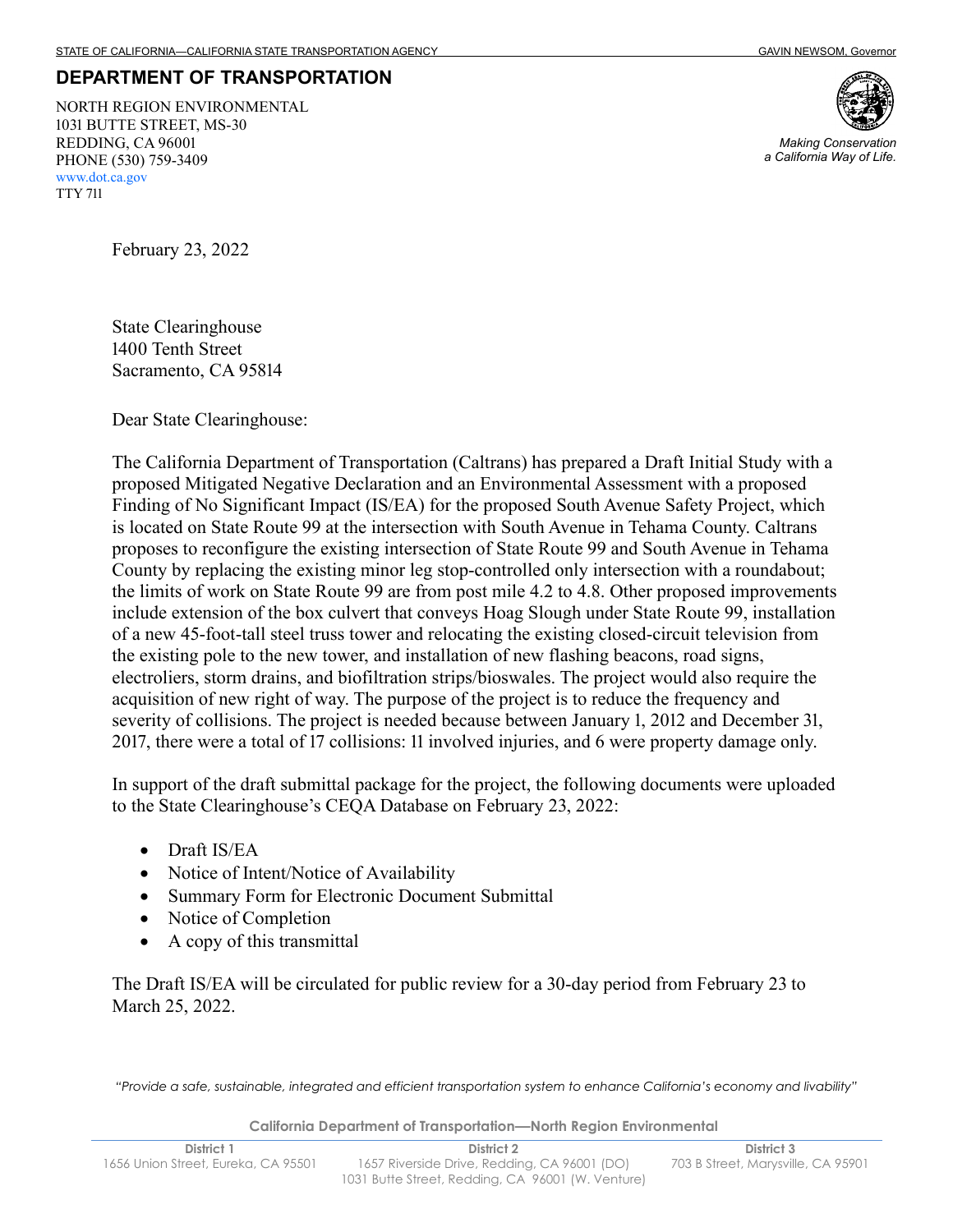STATE OF CALIFORNIA—CALIFORNIA STATE TRANSPORTATION AGENCY GAVIN NEWSOM, Governor

## DEPARTMENT OF TRANSPORTATION

NORTH REGION ENVIRONMENTAL
1031 BUTTE STREET, MS-30
REDDING, CA 96001
PHONE (530) 759-3409
www.dot.ca.gov
TTY 711

*Making Conservation a California Way of Life.*

February 23, 2022

State Clearinghouse
1400 Tenth Street
Sacramento, CA 95814

Dear State Clearinghouse:

The California Department of Transportation (Caltrans) has prepared a Draft Initial Study with a proposed Mitigated Negative Declaration and an Environmental Assessment with a proposed Finding of No Significant Impact (IS/EA) for the proposed South Avenue Safety Project, which is located on State Route 99 at the intersection with South Avenue in Tehama County. Caltrans proposes to reconfigure the existing intersection of State Route 99 and South Avenue in Tehama County by replacing the existing minor leg stop-controlled only intersection with a roundabout; the limits of work on State Route 99 are from post mile 4.2 to 4.8. Other proposed improvements include extension of the box culvert that conveys Hoag Slough under State Route 99, installation of a new 45-foot-tall steel truss tower and relocating the existing closed-circuit television from the existing pole to the new tower, and installation of new flashing beacons, road signs, electroliers, storm drains, and biofiltration strips/bioswales. The project would also require the acquisition of new right of way. The purpose of the project is to reduce the frequency and severity of collisions. The project is needed because between January 1, 2012 and December 31, 2017, there were a total of 17 collisions: 11 involved injuries, and 6 were property damage only.

In support of the draft submittal package for the project, the following documents were uploaded to the State Clearinghouse's CEQA Database on February 23, 2022:

- Draft IS/EA
- Notice of Intent/Notice of Availability
- Summary Form for Electronic Document Submittal
- Notice of Completion
- A copy of this transmittal

The Draft IS/EA will be circulated for public review for a 30-day period from February 23 to March 25, 2022.

*"Provide a safe, sustainable, integrated and efficient transportation system to enhance California's economy and livability"*

**California Department of Transportation—North Region Environmental**

| District 1 | District 2 | District 3 |
|---|---|---|
| 1656 Union Street, Eureka, CA 95501 | 1657 Riverside Drive, Redding, CA 96001 (DO) 1031 Butte Street, Redding, CA 96001 (W. Venture) | 703 B Street, Marysville, CA 95901 |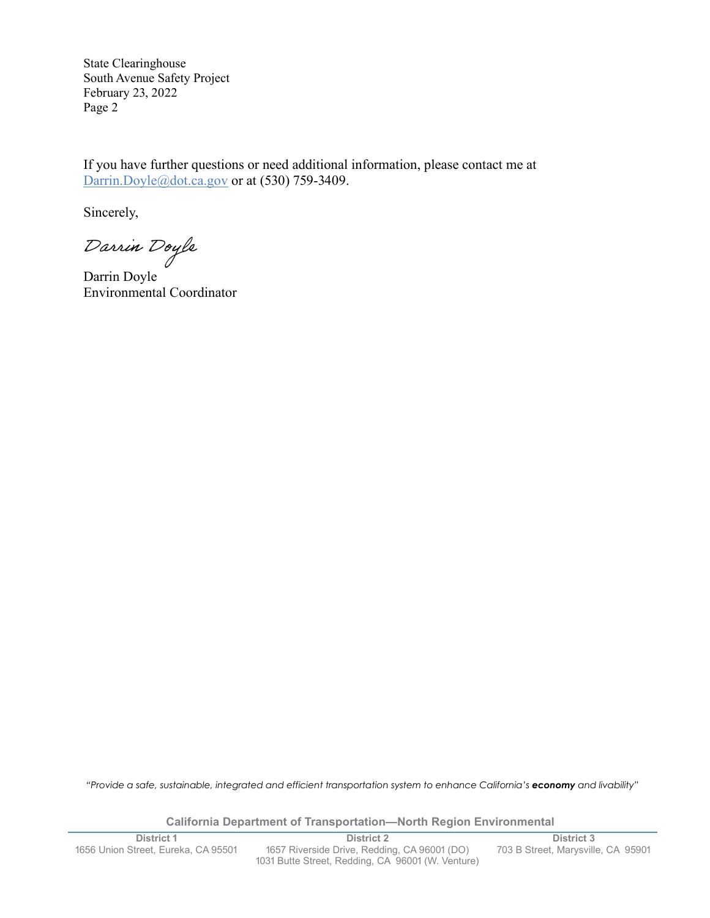If you have further questions or need additional information, please contact me at Darrin.Doyle@dot.ca.gov or at (530) 759-3409.

Sincerely,

Darrin Doyle
Environmental Coordinator